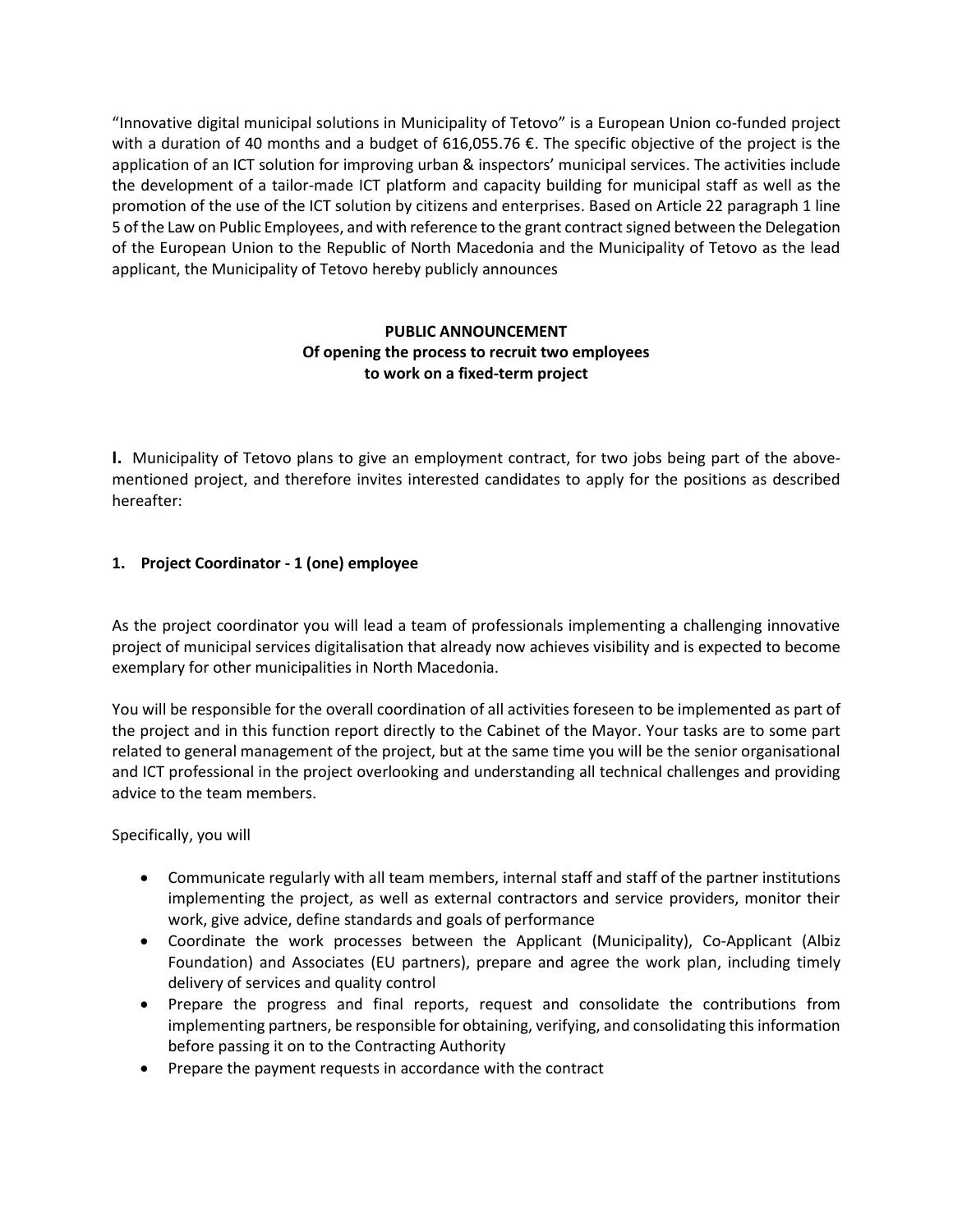"Innovative digital municipal solutions in Municipality of Tetovo" is a European Union co-funded project with a duration of 40 months and a budget of 616,055.76 €. The specific objective of the project is the application of an ICT solution for improving urban & inspectors' municipal services. The activities include the development of a tailor-made ICT platform and capacity building for municipal staff as well as the promotion of the use of the ICT solution by citizens and enterprises. Based on Article 22 paragraph 1 line 5 of the Law on Public Employees, and with reference to the grant contract signed between the Delegation of the European Union to the Republic of North Macedonia and the Municipality of Tetovo as the lead applicant, the Municipality of Tetovo hereby publicly announces

**PUBLIC ANNOUNCEMENT**
**Of opening the process to recruit two employees**
**to work on a fixed-term project**

**I.** Municipality of Tetovo plans to give an employment contract, for two jobs being part of the above-mentioned project, and therefore invites interested candidates to apply for the positions as described hereafter:

**1. Project Coordinator - 1 (one) employee**

As the project coordinator you will lead a team of professionals implementing a challenging innovative project of municipal services digitalisation that already now achieves visibility and is expected to become exemplary for other municipalities in North Macedonia.

You will be responsible for the overall coordination of all activities foreseen to be implemented as part of the project and in this function report directly to the Cabinet of the Mayor. Your tasks are to some part related to general management of the project, but at the same time you will be the senior organisational and ICT professional in the project overlooking and understanding all technical challenges and providing advice to the team members.

Specifically, you will

- Communicate regularly with all team members, internal staff and staff of the partner institutions implementing the project, as well as external contractors and service providers, monitor their work, give advice, define standards and goals of performance
- Coordinate the work processes between the Applicant (Municipality), Co-Applicant (Albiz Foundation) and Associates (EU partners), prepare and agree the work plan, including timely delivery of services and quality control
- Prepare the progress and final reports, request and consolidate the contributions from implementing partners, be responsible for obtaining, verifying, and consolidating this information before passing it on to the Contracting Authority
- Prepare the payment requests in accordance with the contract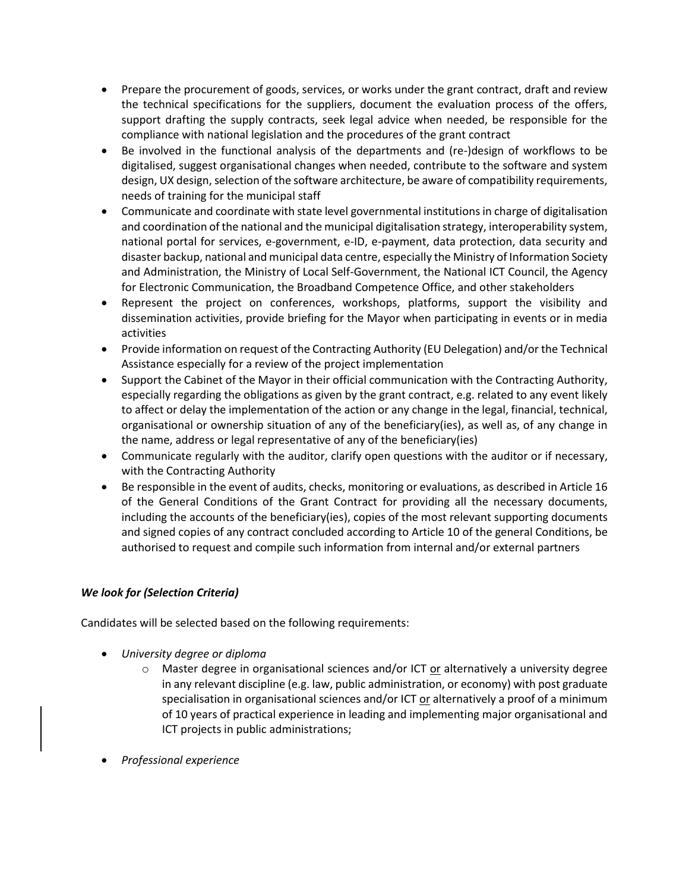- Prepare the procurement of goods, services, or works under the grant contract, draft and review the technical specifications for the suppliers, document the evaluation process of the offers, support drafting the supply contracts, seek legal advice when needed, be responsible for the compliance with national legislation and the procedures of the grant contract
- Be involved in the functional analysis of the departments and (re-)design of workflows to be digitalised, suggest organisational changes when needed, contribute to the software and system design, UX design, selection of the software architecture, be aware of compatibility requirements, needs of training for the municipal staff
- Communicate and coordinate with state level governmental institutions in charge of digitalisation and coordination of the national and the municipal digitalisation strategy, interoperability system, national portal for services, e-government, e-ID, e-payment, data protection, data security and disaster backup, national and municipal data centre, especially the Ministry of Information Society and Administration, the Ministry of Local Self-Government, the National ICT Council, the Agency for Electronic Communication, the Broadband Competence Office, and other stakeholders
- Represent the project on conferences, workshops, platforms, support the visibility and dissemination activities, provide briefing for the Mayor when participating in events or in media activities
- Provide information on request of the Contracting Authority (EU Delegation) and/or the Technical Assistance especially for a review of the project implementation
- Support the Cabinet of the Mayor in their official communication with the Contracting Authority, especially regarding the obligations as given by the grant contract, e.g. related to any event likely to affect or delay the implementation of the action or any change in the legal, financial, technical, organisational or ownership situation of any of the beneficiary(ies), as well as, of any change in the name, address or legal representative of any of the beneficiary(ies)
- Communicate regularly with the auditor, clarify open questions with the auditor or if necessary, with the Contracting Authority
- Be responsible in the event of audits, checks, monitoring or evaluations, as described in Article 16 of the General Conditions of the Grant Contract for providing all the necessary documents, including the accounts of the beneficiary(ies), copies of the most relevant supporting documents and signed copies of any contract concluded according to Article 10 of the general Conditions, be authorised to request and compile such information from internal and/or external partners

***We look for (Selection Criteria)***

Candidates will be selected based on the following requirements:

- *University degree or diploma*
  - Master degree in organisational sciences and/or ICT or alternatively a university degree in any relevant discipline (e.g. law, public administration, or economy) with post graduate specialisation in organisational sciences and/or ICT or alternatively a proof of a minimum of 10 years of practical experience in leading and implementing major organisational and ICT projects in public administrations;

- *Professional experience*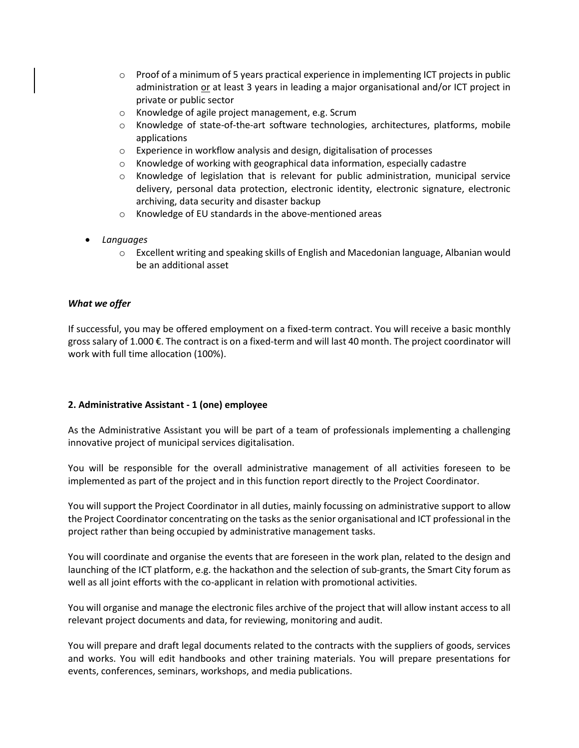- Proof of a minimum of 5 years practical experience in implementing ICT projects in public administration <u>or</u> at least 3 years in leading a major organisational and/or ICT project in private or public sector
  - Knowledge of agile project management, e.g. Scrum
  - Knowledge of state-of-the-art software technologies, architectures, platforms, mobile applications
  - Experience in workflow analysis and design, digitalisation of processes
  - Knowledge of working with geographical data information, especially cadastre
  - Knowledge of legislation that is relevant for public administration, municipal service delivery, personal data protection, electronic identity, electronic signature, electronic archiving, data security and disaster backup
  - Knowledge of EU standards in the above-mentioned areas

- *Languages*
  - Excellent writing and speaking skills of English and Macedonian language, Albanian would be an additional asset

***What we offer***

If successful, you may be offered employment on a fixed-term contract. You will receive a basic monthly gross salary of 1.000 €. The contract is on a fixed-term and will last 40 month. The project coordinator will work with full time allocation (100%).

**2. Administrative Assistant - 1 (one) employee**

As the Administrative Assistant you will be part of a team of professionals implementing a challenging innovative project of municipal services digitalisation.

You will be responsible for the overall administrative management of all activities foreseen to be implemented as part of the project and in this function report directly to the Project Coordinator.

You will support the Project Coordinator in all duties, mainly focussing on administrative support to allow the Project Coordinator concentrating on the tasks as the senior organisational and ICT professional in the project rather than being occupied by administrative management tasks.

You will coordinate and organise the events that are foreseen in the work plan, related to the design and launching of the ICT platform, e.g. the hackathon and the selection of sub-grants, the Smart City forum as well as all joint efforts with the co-applicant in relation with promotional activities.

You will organise and manage the electronic files archive of the project that will allow instant access to all relevant project documents and data, for reviewing, monitoring and audit.

You will prepare and draft legal documents related to the contracts with the suppliers of goods, services and works. You will edit handbooks and other training materials. You will prepare presentations for events, conferences, seminars, workshops, and media publications.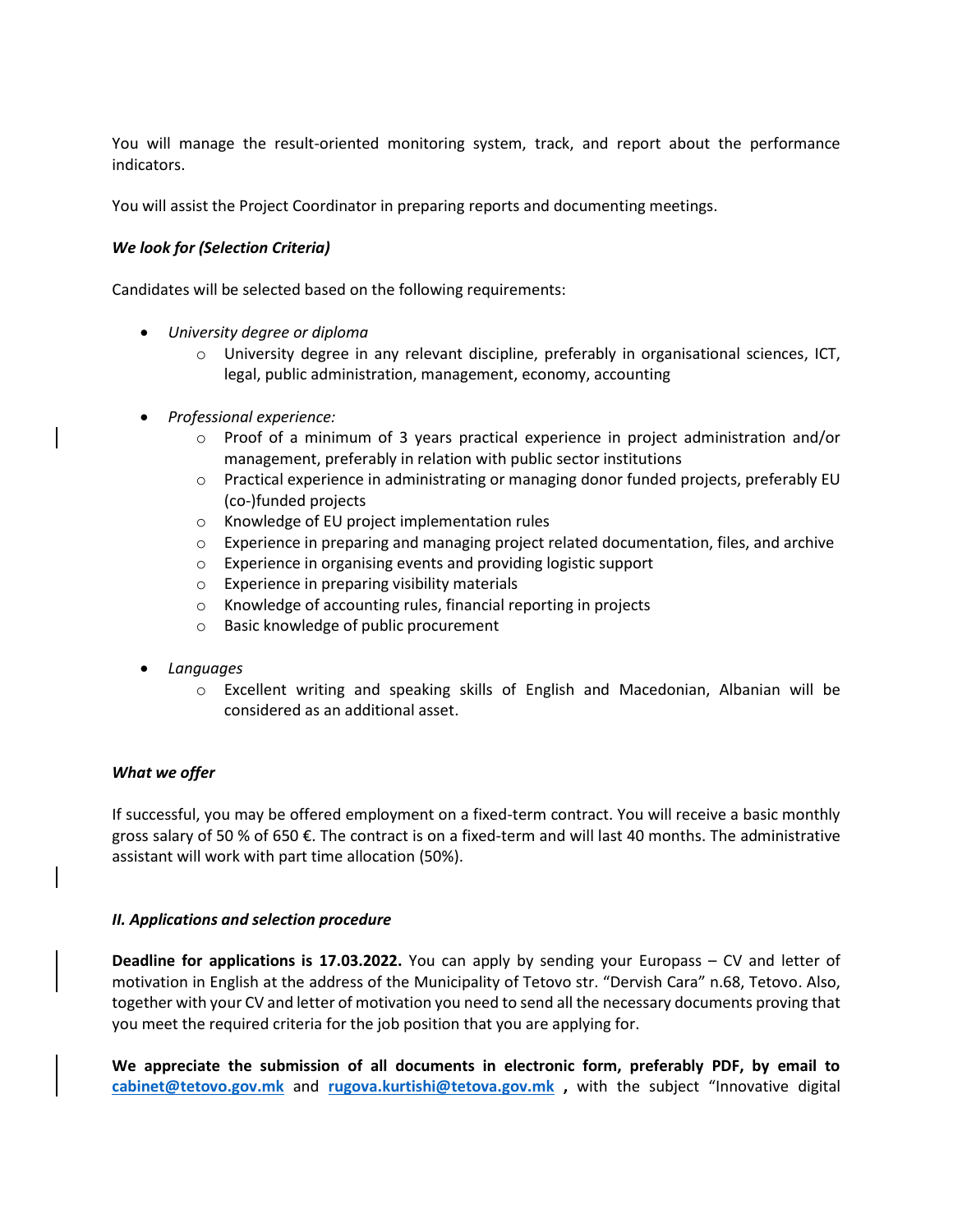You will manage the result-oriented monitoring system, track, and report about the performance indicators.

You will assist the Project Coordinator in preparing reports and documenting meetings.

***We look for (Selection Criteria)***

Candidates will be selected based on the following requirements:

- *University degree or diploma*
    - University degree in any relevant discipline, preferably in organisational sciences, ICT, legal, public administration, management, economy, accounting
- *Professional experience:*
    - Proof of a minimum of 3 years practical experience in project administration and/or management, preferably in relation with public sector institutions
    - Practical experience in administrating or managing donor funded projects, preferably EU (co-)funded projects
    - Knowledge of EU project implementation rules
    - Experience in preparing and managing project related documentation, files, and archive
    - Experience in organising events and providing logistic support
    - Experience in preparing visibility materials
    - Knowledge of accounting rules, financial reporting in projects
    - Basic knowledge of public procurement
- *Languages*
    - Excellent writing and speaking skills of English and Macedonian, Albanian will be considered as an additional asset.

***What we offer***

If successful, you may be offered employment on a fixed-term contract. You will receive a basic monthly gross salary of 50 % of 650 €. The contract is on a fixed-term and will last 40 months. The administrative assistant will work with part time allocation (50%).

***II. Applications and selection procedure***

**Deadline for applications is 17.03.2022.** You can apply by sending your Europass – CV and letter of motivation in English at the address of the Municipality of Tetovo str. "Dervish Cara" n.68, Tetovo. Also, together with your CV and letter of motivation you need to send all the necessary documents proving that you meet the required criteria for the job position that you are applying for.

**We appreciate the submission of all documents in electronic form, preferably PDF, by email to cabinet@tetovo.gov.mk and rugova.kurtishi@tetova.gov.mk , with the subject "Innovative digital**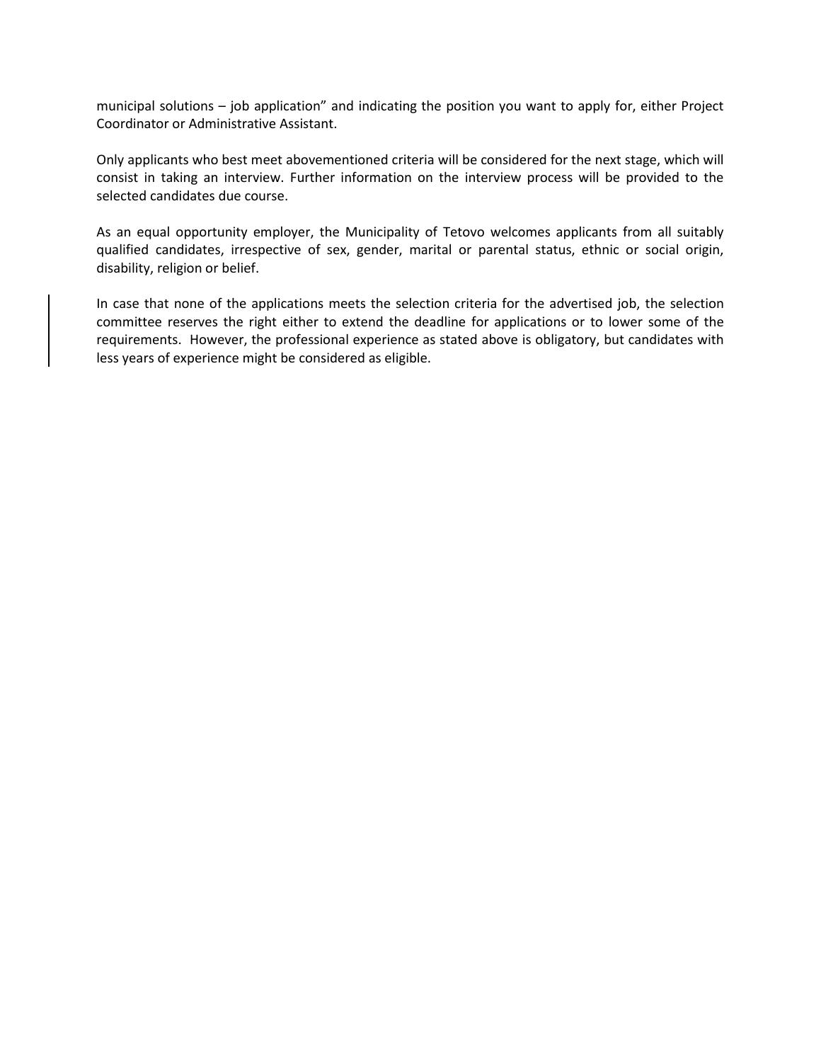municipal solutions – job application" and indicating the position you want to apply for, either Project Coordinator or Administrative Assistant.

Only applicants who best meet abovementioned criteria will be considered for the next stage, which will consist in taking an interview. Further information on the interview process will be provided to the selected candidates due course.

As an equal opportunity employer, the Municipality of Tetovo welcomes applicants from all suitably qualified candidates, irrespective of sex, gender, marital or parental status, ethnic or social origin, disability, religion or belief.

In case that none of the applications meets the selection criteria for the advertised job, the selection committee reserves the right either to extend the deadline for applications or to lower some of the requirements. However, the professional experience as stated above is obligatory, but candidates with less years of experience might be considered as eligible.